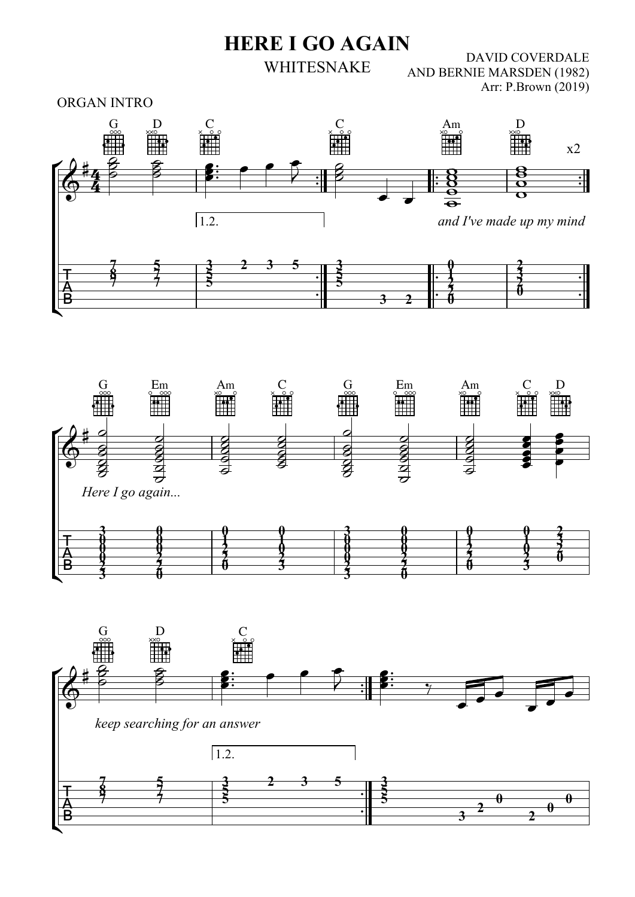# HERE I GO AGAIN

WHITESNAKE

DAVID COVERDALE
AND BERNIE MARSDEN (1982)
Arr: P.Brown (2019)

ORGAN INTRO

G D C C Am D x2

1.2.

*and I've made up my mind*

G Em Am C G Em Am C D

*Here I go again...*

G D C

*keep searching for an answer*

1.2.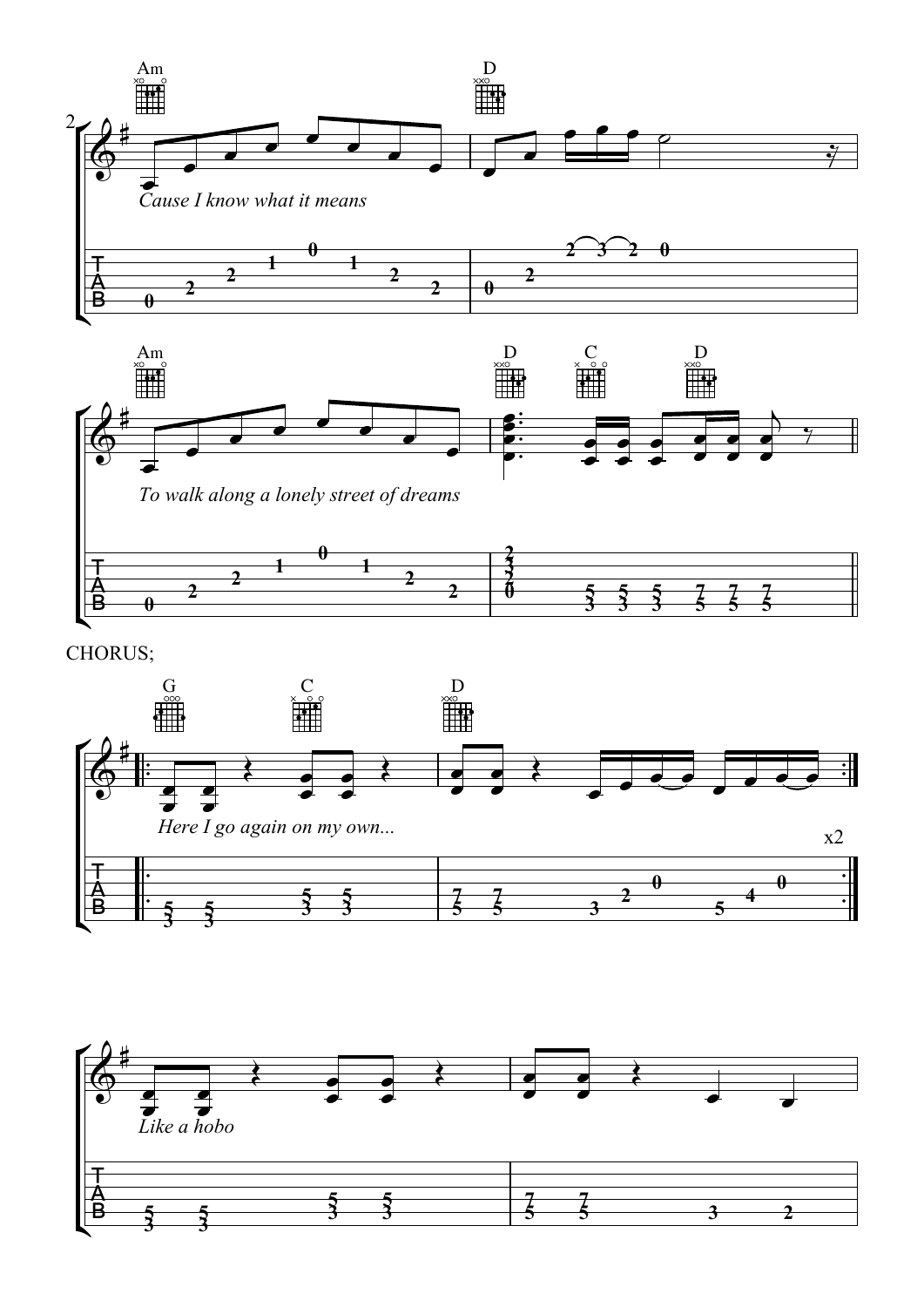Cause I know what it means

To walk along a lonely street of dreams

CHORUS;

Here I go again on my own...

x2

Like a hobo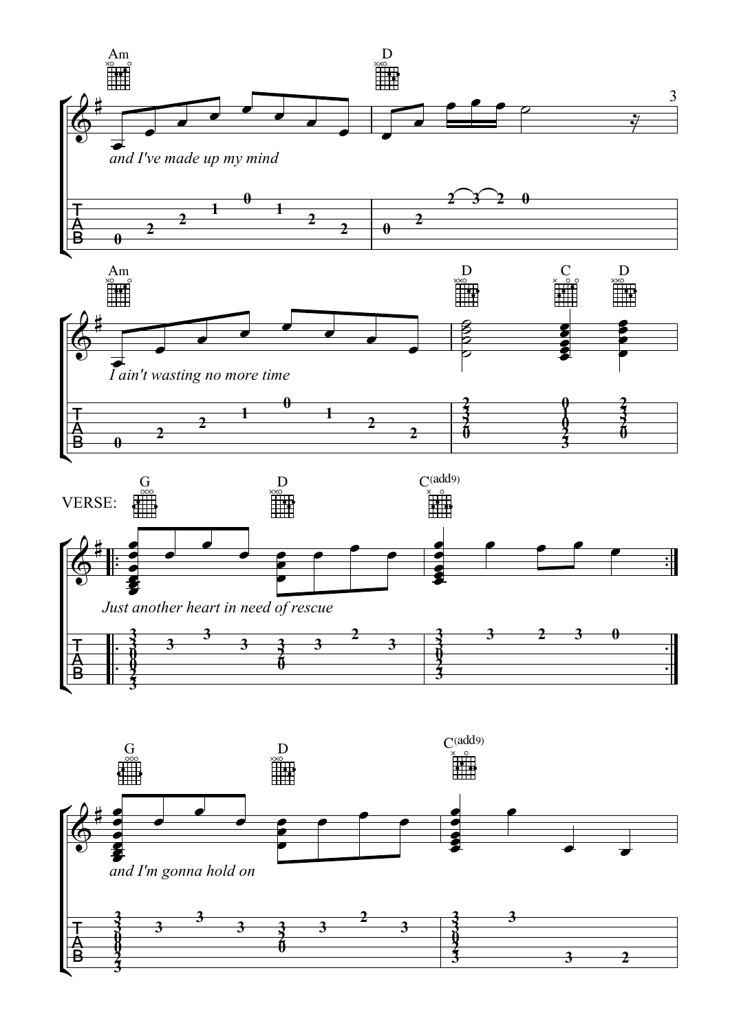Am D

*and I've made up my mind*

Am D C D

*I ain't wasting no more time*

VERSE: G D C(add9)

*Just another heart in need of rescue*

G D C(add9)

*and I'm gonna hold on*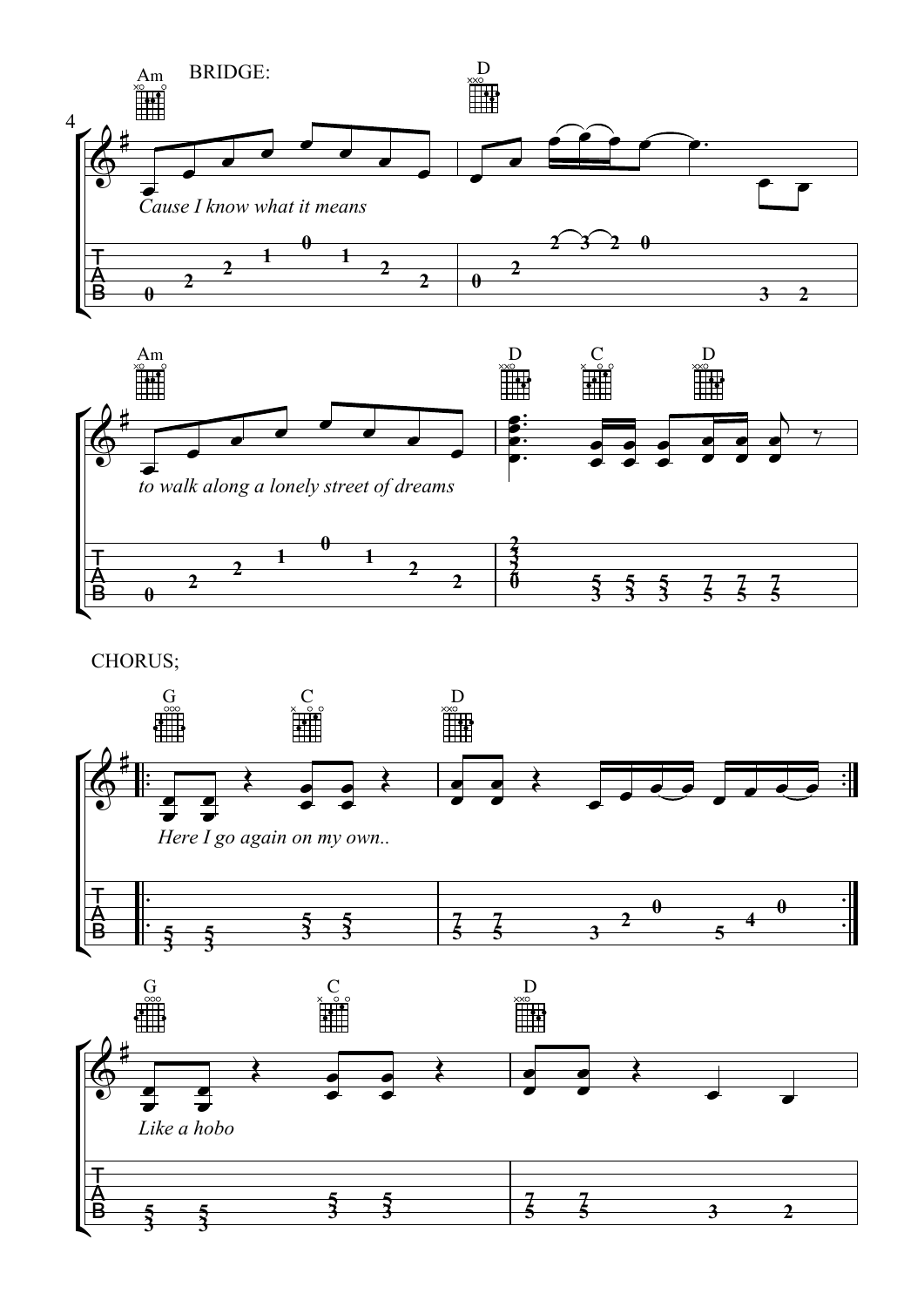BRIDGE:

Am | D

*Cause I know what it means*

Am | D C D

*to walk along a lonely street of dreams*

CHORUS;

G C | D

*Here I go again on my own..*

G C | D

*Like a hobo*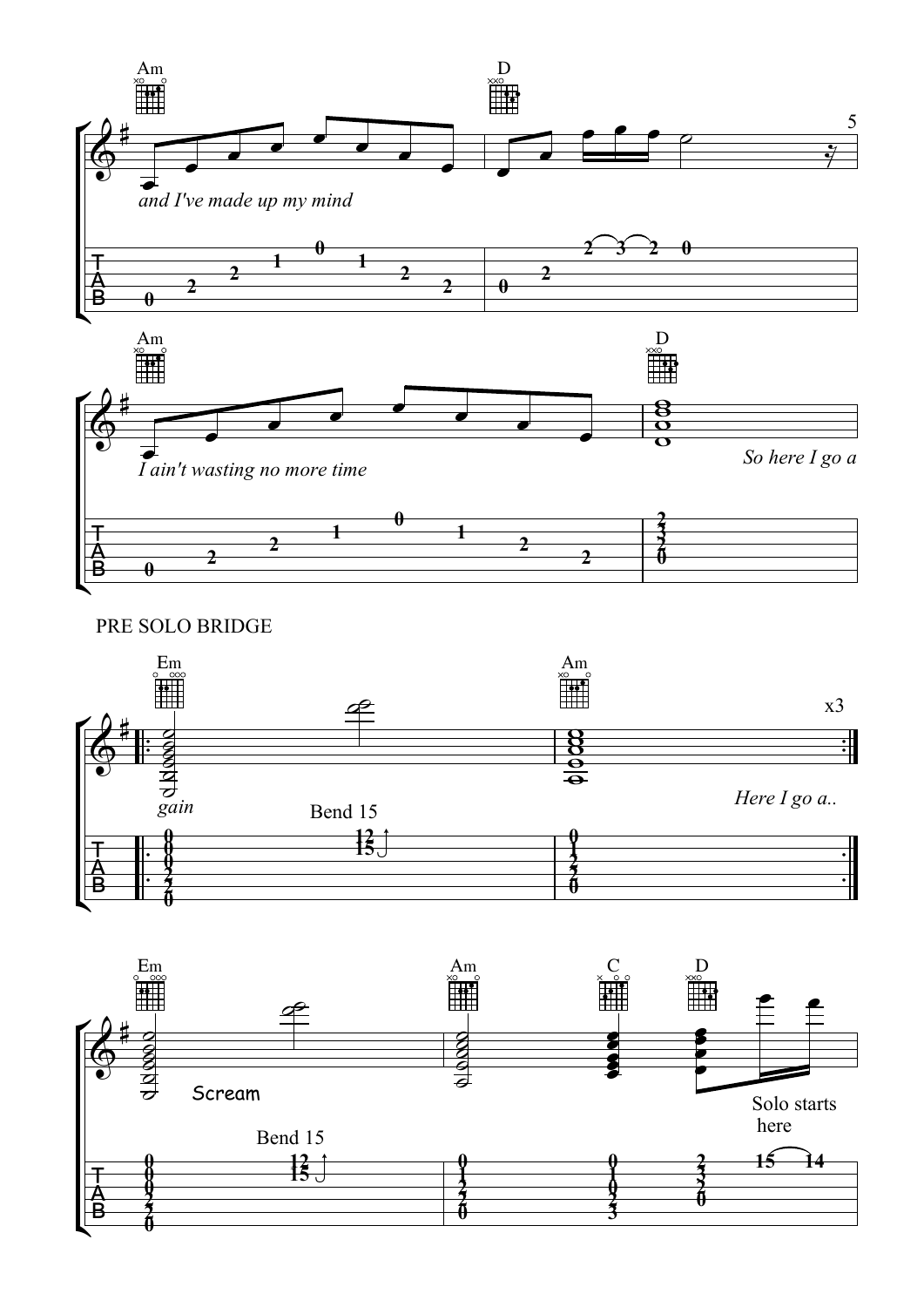Am D

*and I've made up my mind*

Am D

*I ain't wasting no more time* *So here I go a*

PRE SOLO BRIDGE

Em Am x3

*gain* Bend 15 *Here I go a..*

Em Am C D

Scream

Bend 15

Solo starts here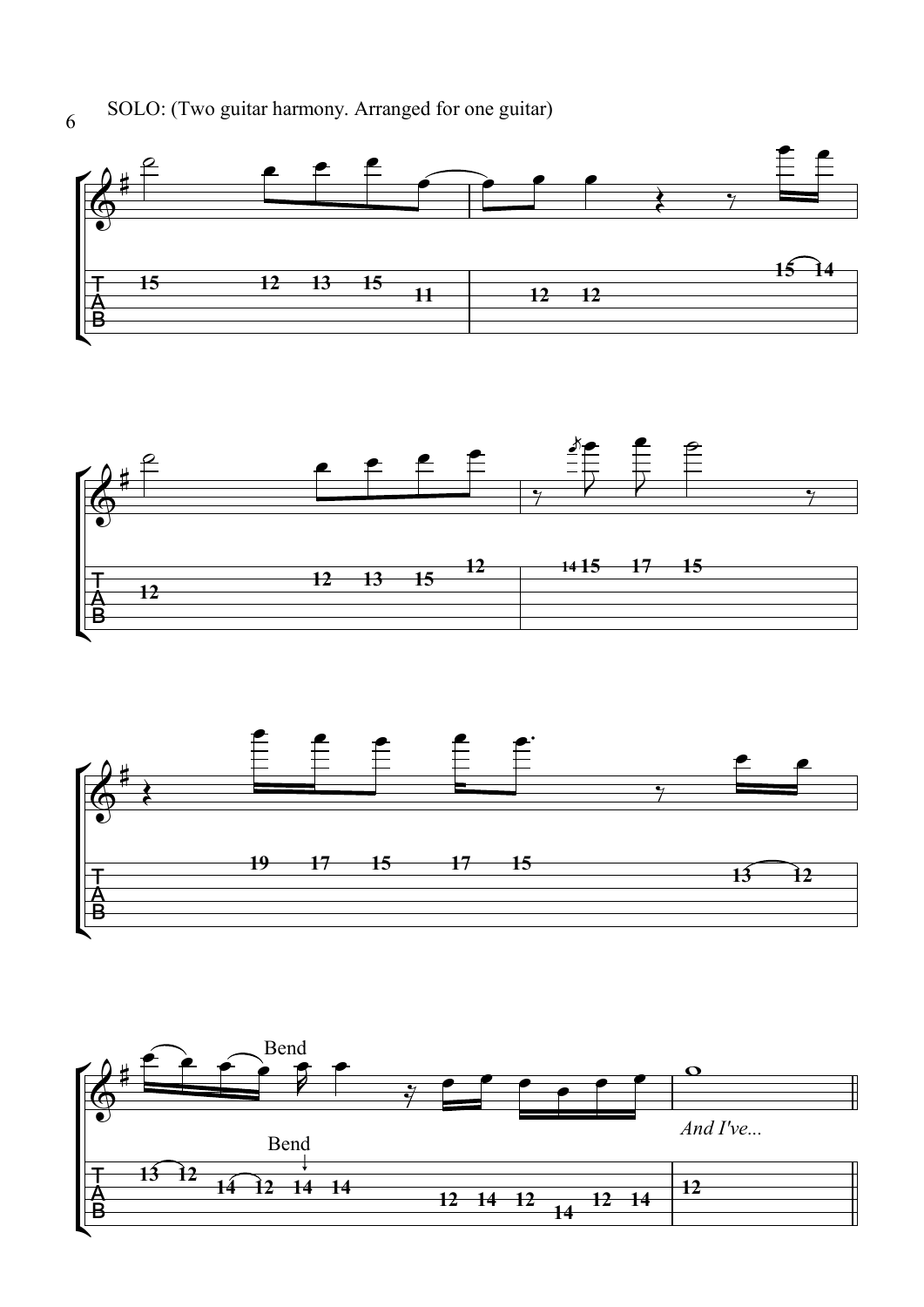SOLO: (Two guitar harmony. Arranged for one guitar)

*And I've...*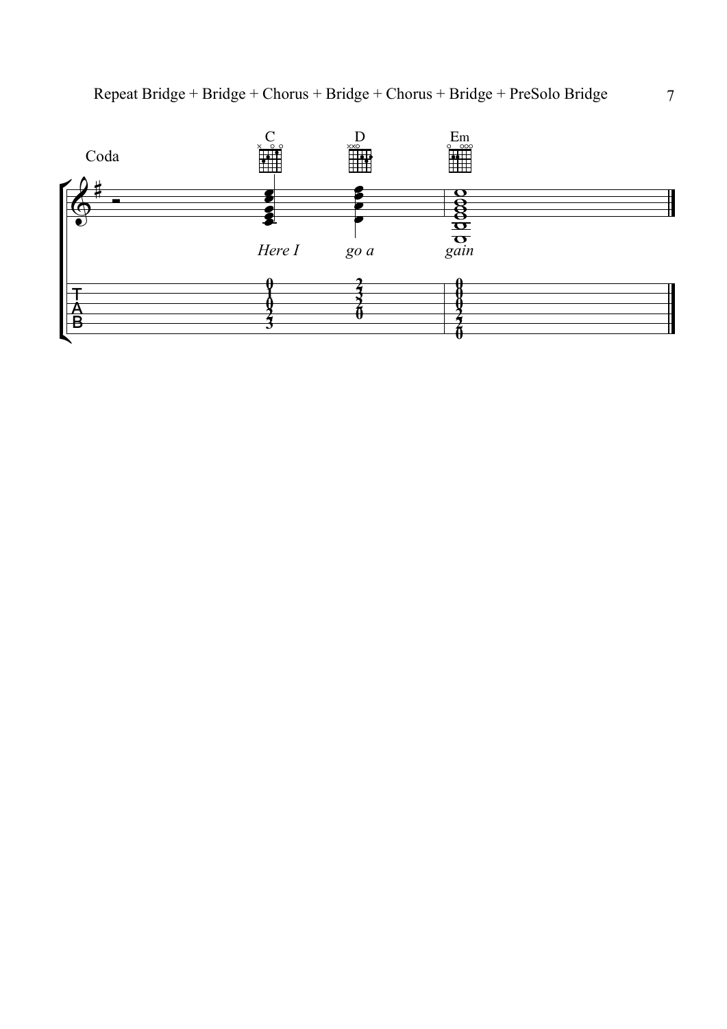Repeat Bridge + Bridge + Chorus + Bridge + Chorus + Bridge + PreSolo Bridge

Coda

C D Em

*Here I go a gain*